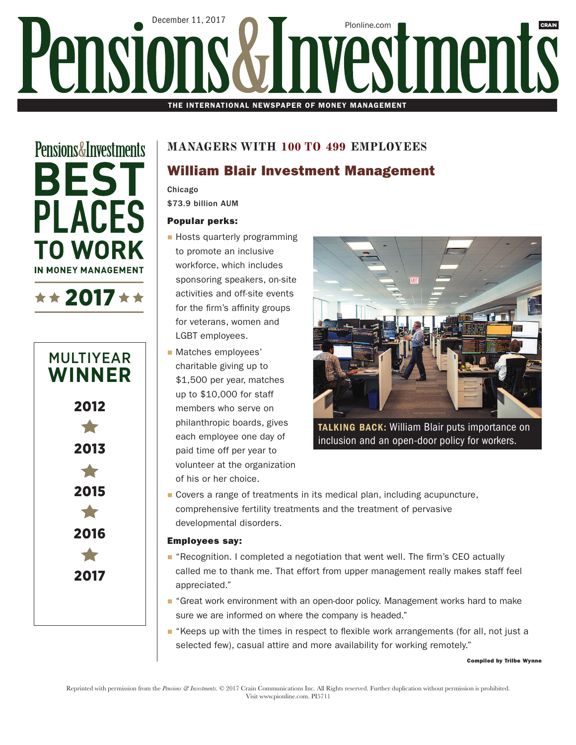December 11, 2017 — PIonline.com

# Pensions&Investments

THE INTERNATIONAL NEWSPAPER OF MONEY MANAGEMENT

Pensions&Investments
**BEST PLACES TO WORK IN MONEY MANAGEMENT**
★★ 2017 ★★

**MULTIYEAR WINNER**

2012 ★ 2013 ★ 2015 ★ 2016 ★ 2017

## MANAGERS WITH 100 TO 499 EMPLOYEES

## William Blair Investment Management

Chicago

$73.9 billion AUM

### Popular perks:

- Hosts quarterly programming to promote an inclusive workforce, which includes sponsoring speakers, on-site activities and off-site events for the firm's affinity groups for veterans, women and LGBT employees.
- Matches employees' charitable giving up to $1,500 per year, matches up to $10,000 for staff members who serve on philanthropic boards, gives each employee one day of paid time off per year to volunteer at the organization of his or her choice.
- Covers a range of treatments in its medical plan, including acupuncture, comprehensive fertility treatments and the treatment of pervasive developmental disorders.

**TALKING BACK:** William Blair puts importance on inclusion and an open-door policy for workers.

### Employees say:

- "Recognition. I completed a negotiation that went well. The firm's CEO actually called me to thank me. That effort from upper management really makes staff feel appreciated."
- "Great work environment with an open-door policy. Management works hard to make sure we are informed on where the company is headed."
- "Keeps up with the times in respect to flexible work arrangements (for all, not just a selected few), casual attire and more availability for working remotely."

**Compiled by Trilbe Wynne**

Reprinted with permission from the *Pensions & Investments*. © 2017 Crain Communications Inc. All Rights reserved. Further duplication without permission is prohibited. Visit www.pionline.com. PI5711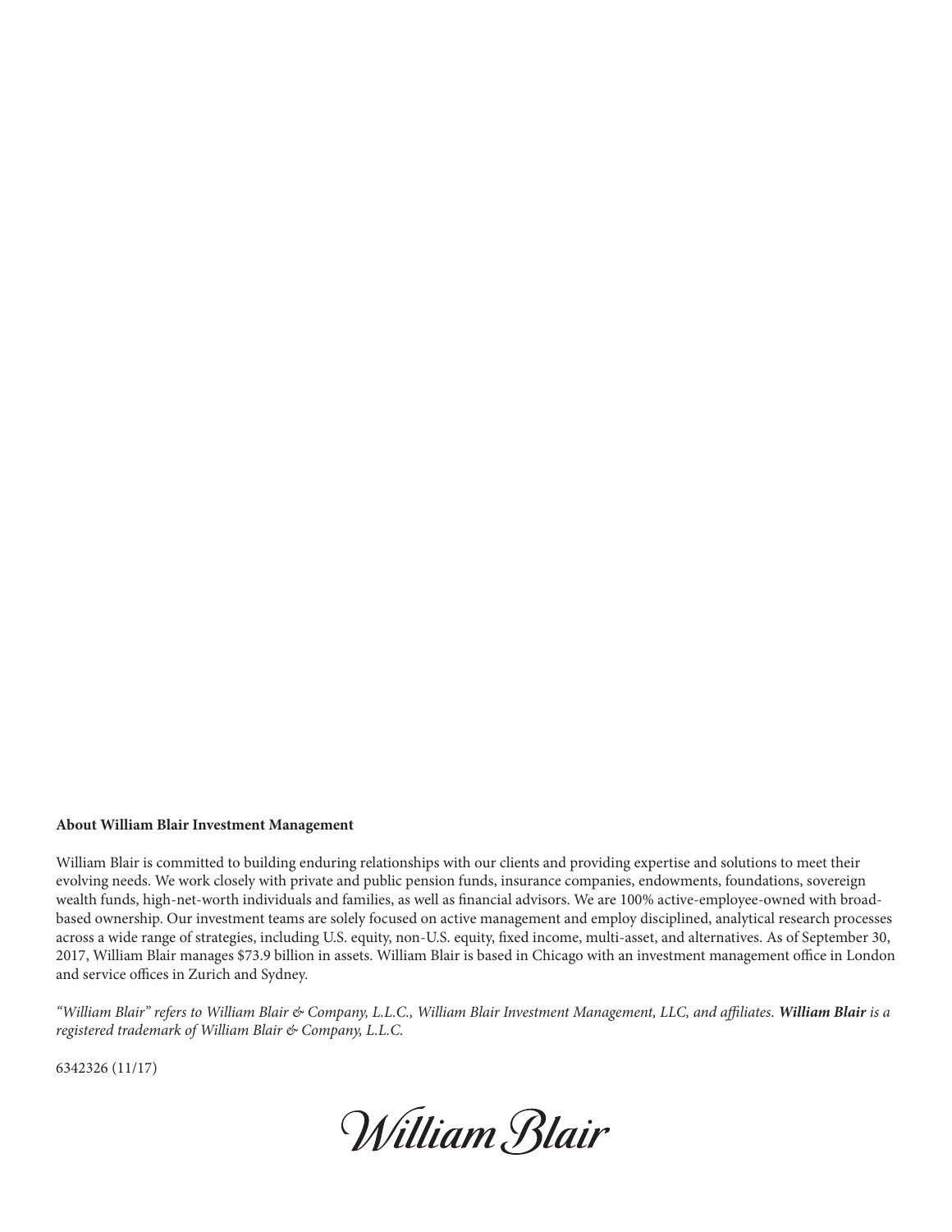**About William Blair Investment Management**

William Blair is committed to building enduring relationships with our clients and providing expertise and solutions to meet their evolving needs. We work closely with private and public pension funds, insurance companies, endowments, foundations, sovereign wealth funds, high-net-worth individuals and families, as well as financial advisors. We are 100% active-employee-owned with broad-based ownership. Our investment teams are solely focused on active management and employ disciplined, analytical research processes across a wide range of strategies, including U.S. equity, non-U.S. equity, fixed income, multi-asset, and alternatives. As of September 30, 2017, William Blair manages $73.9 billion in assets. William Blair is based in Chicago with an investment management office in London and service offices in Zurich and Sydney.

*"William Blair" refers to William Blair & Company, L.L.C., William Blair Investment Management, LLC, and affiliates.* ***William Blair*** *is a registered trademark of William Blair & Company, L.L.C.*

6342326 (11/17)

William Blair